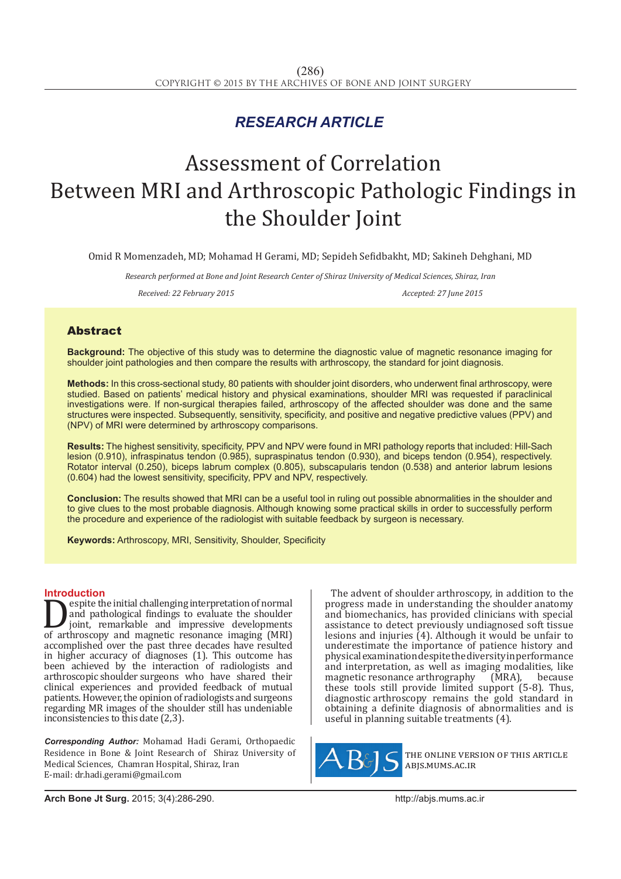*RESEARCH ARTICLE*

# Assessment of Correlation Between MRI and Arthroscopic Pathologic Findings in the Shoulder Joint

Omid R Momenzadeh, MD; Mohamad H Gerami, MD; Sepideh Sefidbakht, MD; Sakineh Dehghani, MD

*Research performed at Bone and Joint Research Center of Shiraz University of Medical Sciences, Shiraz, Iran*

*Received: 22 February 2015* *Accepted: 27 June 2015*

## Abstract

**Background:** The objective of this study was to determine the diagnostic value of magnetic resonance imaging for shoulder joint pathologies and then compare the results with arthroscopy, the standard for joint diagnosis.

**Methods:** In this cross-sectional study, 80 patients with shoulder joint disorders, who underwent final arthroscopy, were studied. Based on patients' medical history and physical examinations, shoulder MRI was requested if paraclinical investigations were. If non-surgical therapies failed, arthroscopy of the affected shoulder was done and the same structures were inspected. Subsequently, sensitivity, specificity, and positive and negative predictive values (PPV) and (NPV) of MRI were determined by arthroscopy comparisons.

**Results:** The highest sensitivity, specificity, PPV and NPV were found in MRI pathology reports that included: Hill-Sach lesion (0.910), infraspinatus tendon (0.985), supraspinatus tendon (0.930), and biceps tendon (0.954), respectively. Rotator interval (0.250), biceps labrum complex (0.805), subscapularis tendon (0.538) and anterior labrum lesions (0.604) had the lowest sensitivity, specificity, PPV and NPV, respectively.

**Conclusion:** The results showed that MRI can be a useful tool in ruling out possible abnormalities in the shoulder and to give clues to the most probable diagnosis. Although knowing some practical skills in order to successfully perform the procedure and experience of the radiologist with suitable feedback by surgeon is necessary.

**Keywords:** Arthroscopy, MRI, Sensitivity, Shoulder, Specificity

## Introduction

Despite the initial challenging interpretation of normal and pathological findings to evaluate the shoulder joint, remarkable and impressive developments of arthroscopy and magnetic resonance imaging (MRI) accomplished over the past three decades have resulted in higher accuracy of diagnoses (1). This outcome has been achieved by the interaction of radiologists and arthroscopic shoulder surgeons who have shared their clinical experiences and provided feedback of mutual patients. However, the opinion of radiologists and surgeons regarding MR images of the shoulder still has undeniable inconsistencies to this date (2,3).

The advent of shoulder arthroscopy, in addition to the progress made in understanding the shoulder anatomy and biomechanics, has provided clinicians with special assistance to detect previously undiagnosed soft tissue lesions and injuries (4). Although it would be unfair to underestimate the importance of patience history and physical examination despite the diversity in performance and interpretation, as well as imaging modalities, like magnetic resonance arthrography (MRA), because these tools still provide limited support (5-8). Thus, diagnostic arthroscopy remains the gold standard in obtaining a definite diagnosis of abnormalities and is useful in planning suitable treatments (4).

***Corresponding Author:*** Mohamad Hadi Gerami, Orthopaedic Residence in Bone & Joint Research of Shiraz University of Medical Sciences, Chamran Hospital, Shiraz, Iran
E-mail: dr.hadi.gerami@gmail.com

THE ONLINE VERSION OF THIS ARTICLE ABJS.MUMS.AC.IR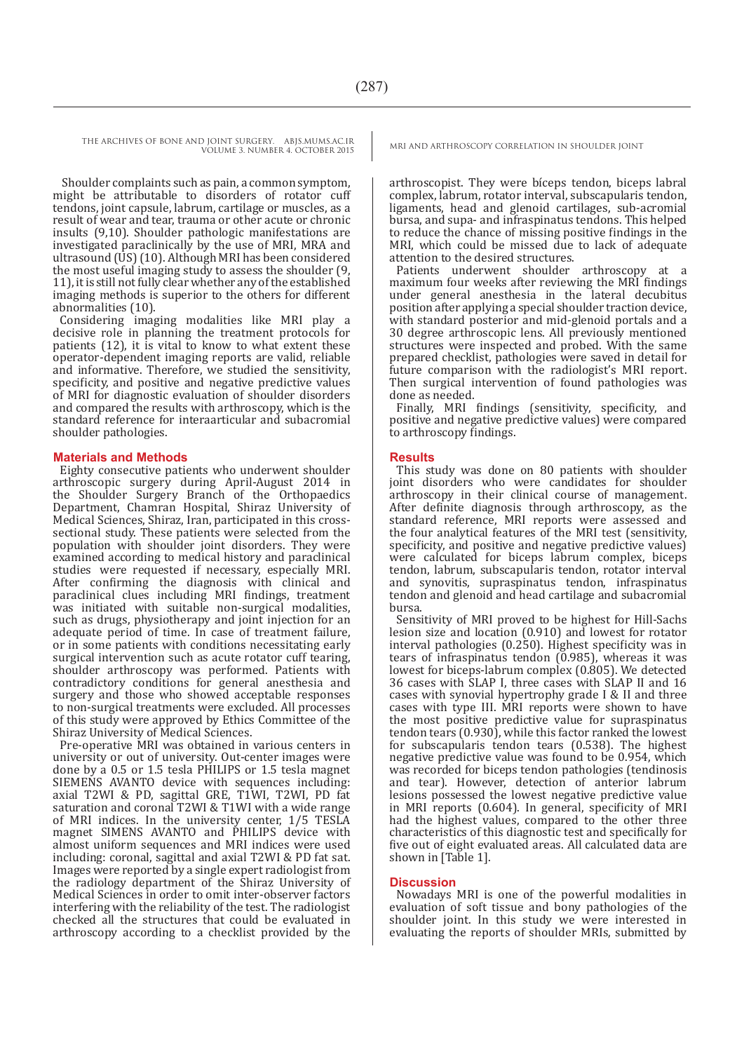Shoulder complaints such as pain, a common symptom, might be attributable to disorders of rotator cuff tendons, joint capsule, labrum, cartilage or muscles, as a result of wear and tear, trauma or other acute or chronic insults (9,10). Shoulder pathologic manifestations are investigated paraclinically by the use of MRI, MRA and ultrasound (US) (10). Although MRI has been considered the most useful imaging study to assess the shoulder (9, 11), it is still not fully clear whether any of the established imaging methods is superior to the others for different abnormalities (10).

Considering imaging modalities like MRI play a decisive role in planning the treatment protocols for patients (12), it is vital to know to what extent these operator-dependent imaging reports are valid, reliable and informative. Therefore, we studied the sensitivity, specificity, and positive and negative predictive values of MRI for diagnostic evaluation of shoulder disorders and compared the results with arthroscopy, which is the standard reference for interaarticular and subacromial shoulder pathologies.

## Materials and Methods

Eighty consecutive patients who underwent shoulder arthroscopic surgery during April-August 2014 in the Shoulder Surgery Branch of the Orthopaedics Department, Chamran Hospital, Shiraz University of Medical Sciences, Shiraz, Iran, participated in this cross-sectional study. These patients were selected from the population with shoulder joint disorders. They were examined according to medical history and paraclinical studies were requested if necessary, especially MRI. After confirming the diagnosis with clinical and paraclinical clues including MRI findings, treatment was initiated with suitable non-surgical modalities, such as drugs, physiotherapy and joint injection for an adequate period of time. In case of treatment failure, or in some patients with conditions necessitating early surgical intervention such as acute rotator cuff tearing, shoulder arthroscopy was performed. Patients with contradictory conditions for general anesthesia and surgery and those who showed acceptable responses to non-surgical treatments were excluded. All processes of this study were approved by Ethics Committee of the Shiraz University of Medical Sciences.

Pre-operative MRI was obtained in various centers in university or out of university. Out-center images were done by a 0.5 or 1.5 tesla PHILIPS or 1.5 tesla magnet SIEMENS AVANTO device with sequences including: axial T2WI & PD, sagittal GRE, T1WI, T2WI, PD fat saturation and coronal T2WI & T1WI with a wide range of MRI indices. In the university center, 1/5 TESLA magnet SIMENS AVANTO and PHILIPS device with almost uniform sequences and MRI indices were used including: coronal, sagittal and axial T2WI & PD fat sat. Images were reported by a single expert radiologist from the radiology department of the Shiraz University of Medical Sciences in order to omit inter-observer factors interfering with the reliability of the test. The radiologist checked all the structures that could be evaluated in arthroscopy according to a checklist provided by the arthroscopist. They were bíceps tendon, biceps labral complex, labrum, rotator interval, subscapularis tendon, ligaments, head and glenoid cartilages, sub-acromial bursa, and supa- and infraspinatus tendons. This helped to reduce the chance of missing positive findings in the MRI, which could be missed due to lack of adequate attention to the desired structures.

Patients underwent shoulder arthroscopy at a maximum four weeks after reviewing the MRI findings under general anesthesia in the lateral decubitus position after applying a special shoulder traction device, with standard posterior and mid-glenoid portals and a 30 degree arthroscopic lens. All previously mentioned structures were inspected and probed. With the same prepared checklist, pathologies were saved in detail for future comparison with the radiologist's MRI report. Then surgical intervention of found pathologies was done as needed.

Finally, MRI findings (sensitivity, specificity, and positive and negative predictive values) were compared to arthroscopy findings.

## Results

This study was done on 80 patients with shoulder joint disorders who were candidates for shoulder arthroscopy in their clinical course of management. After definite diagnosis through arthroscopy, as the standard reference, MRI reports were assessed and the four analytical features of the MRI test (sensitivity, specificity, and positive and negative predictive values) were calculated for biceps labrum complex, biceps tendon, labrum, subscapularis tendon, rotator interval and synovitis, supraspinatus tendon, infraspinatus tendon and glenoid and head cartilage and subacromial bursa.

Sensitivity of MRI proved to be highest for Hill-Sachs lesion size and location (0.910) and lowest for rotator interval pathologies (0.250). Highest specificity was in tears of infraspinatus tendon (0.985), whereas it was lowest for biceps-labrum complex (0.805). We detected 36 cases with SLAP I, three cases with SLAP II and 16 cases with synovial hypertrophy grade I & II and three cases with type III. MRI reports were shown to have the most positive predictive value for supraspinatus tendon tears (0.930), while this factor ranked the lowest for subscapularis tendon tears (0.538). The highest negative predictive value was found to be 0.954, which was recorded for biceps tendon pathologies (tendinosis and tear). However, detection of anterior labrum lesions possessed the lowest negative predictive value in MRI reports (0.604). In general, specificity of MRI had the highest values, compared to the other three characteristics of this diagnostic test and specifically for five out of eight evaluated areas. All calculated data are shown in [Table 1].

## Discussion

Nowadays MRI is one of the powerful modalities in evaluation of soft tissue and bony pathologies of the shoulder joint. In this study we were interested in evaluating the reports of shoulder MRIs, submitted by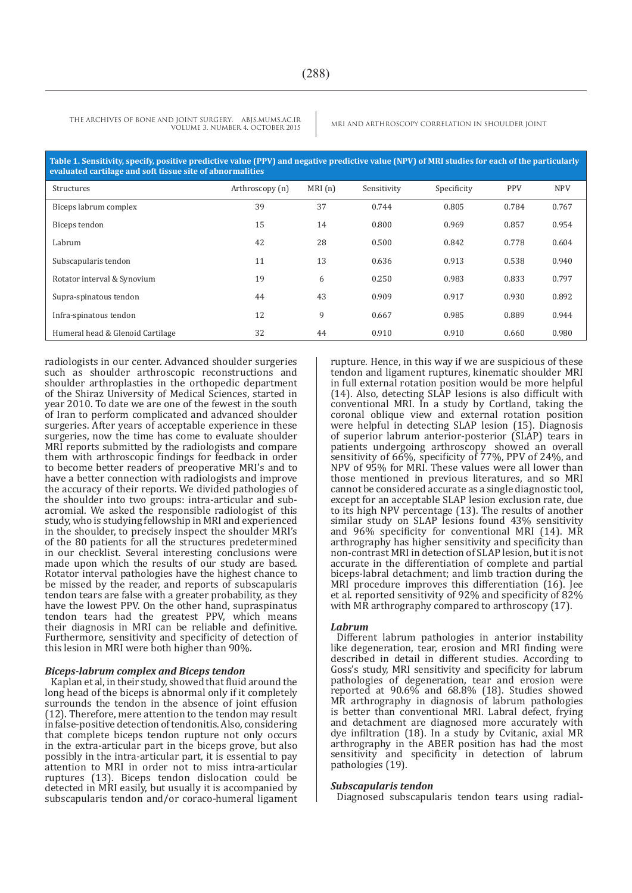**Table 1. Sensitivity, specify, positive predictive value (PPV) and negative predictive value (NPV) of MRI studies for each of the particularly evaluated cartilage and soft tissue site of abnormalities**

| Structures | Arthroscopy (n) | MRI (n) | Sensitivity | Specificity | PPV | NPV |
|---|---|---|---|---|---|---|
| Biceps labrum complex | 39 | 37 | 0.744 | 0.805 | 0.784 | 0.767 |
| Biceps tendon | 15 | 14 | 0.800 | 0.969 | 0.857 | 0.954 |
| Labrum | 42 | 28 | 0.500 | 0.842 | 0.778 | 0.604 |
| Subscapularis tendon | 11 | 13 | 0.636 | 0.913 | 0.538 | 0.940 |
| Rotator interval & Synovium | 19 | 6 | 0.250 | 0.983 | 0.833 | 0.797 |
| Supra-spinatous tendon | 44 | 43 | 0.909 | 0.917 | 0.930 | 0.892 |
| Infra-spinatous tendon | 12 | 9 | 0.667 | 0.985 | 0.889 | 0.944 |
| Humeral head & Glenoid Cartilage | 32 | 44 | 0.910 | 0.910 | 0.660 | 0.980 |

radiologists in our center. Advanced shoulder surgeries such as shoulder arthroscopic reconstructions and shoulder arthroplasties in the orthopedic department of the Shiraz University of Medical Sciences, started in year 2010. To date we are one of the fewest in the south of Iran to perform complicated and advanced shoulder surgeries. After years of acceptable experience in these surgeries, now the time has come to evaluate shoulder MRI reports submitted by the radiologists and compare them with arthroscopic findings for feedback in order to become better readers of preoperative MRI's and to have a better connection with radiologists and improve the accuracy of their reports. We divided pathologies of the shoulder into two groups: intra-articular and sub-acromial. We asked the responsible radiologist of this study, who is studying fellowship in MRI and experienced in the shoulder, to precisely inspect the shoulder MRI's of the 80 patients for all the structures predetermined in our checklist. Several interesting conclusions were made upon which the results of our study are based. Rotator interval pathologies have the highest chance to be missed by the reader, and reports of subscapularis tendon tears are false with a greater probability, as they have the lowest PPV. On the other hand, supraspinatus tendon tears had the greatest PPV, which means their diagnosis in MRI can be reliable and definitive. Furthermore, sensitivity and specificity of detection of this lesion in MRI were both higher than 90%.

### *Biceps-labrum complex and Biceps tendon*

Kaplan et al, in their study, showed that fluid around the long head of the biceps is abnormal only if it completely surrounds the tendon in the absence of joint effusion (12). Therefore, mere attention to the tendon may result in false-positive detection of tendonitis. Also, considering that complete biceps tendon rupture not only occurs in the extra-articular part in the biceps grove, but also possibly in the intra-articular part, it is essential to pay attention to MRI in order not to miss intra-articular ruptures (13). Biceps tendon dislocation could be detected in MRI easily, but usually it is accompanied by subscapularis tendon and/or coraco-humeral ligament rupture. Hence, in this way if we are suspicious of these tendon and ligament ruptures, kinematic shoulder MRI in full external rotation position would be more helpful (14). Also, detecting SLAP lesions is also difficult with conventional MRI. In a study by Cortland, taking the coronal oblique view and external rotation position were helpful in detecting SLAP lesion (15). Diagnosis of superior labrum anterior-posterior (SLAP) tears in patients undergoing arthroscopy showed an overall sensitivity of 66%, specificity of 77%, PPV of 24%, and NPV of 95% for MRI. These values were all lower than those mentioned in previous literatures, and so MRI cannot be considered accurate as a single diagnostic tool, except for an acceptable SLAP lesion exclusion rate, due to its high NPV percentage (13). The results of another similar study on SLAP lesions found 43% sensitivity and 96% specificity for conventional MRI (14). MR arthrography has higher sensitivity and specificity than non-contrast MRI in detection of SLAP lesion, but it is not accurate in the differentiation of complete and partial biceps-labral detachment; and limb traction during the MRI procedure improves this differentiation (16). Jee et al. reported sensitivity of 92% and specificity of 82% with MR arthrography compared to arthroscopy (17).

### *Labrum*

Different labrum pathologies in anterior instability like degeneration, tear, erosion and MRI finding were described in detail in different studies. According to Goss's study, MRI sensitivity and specificity for labrum pathologies of degeneration, tear and erosion were reported at 90.6% and 68.8% (18). Studies showed MR arthrography in diagnosis of labrum pathologies is better than conventional MRI. Labral defect, frying and detachment are diagnosed more accurately with dye infiltration (18). In a study by Cvitanic, axial MR arthrography in the ABER position has had the most sensitivity and specificity in detection of labrum pathologies (19).

### *Subscapularis tendon*

Diagnosed subscapularis tendon tears using radial-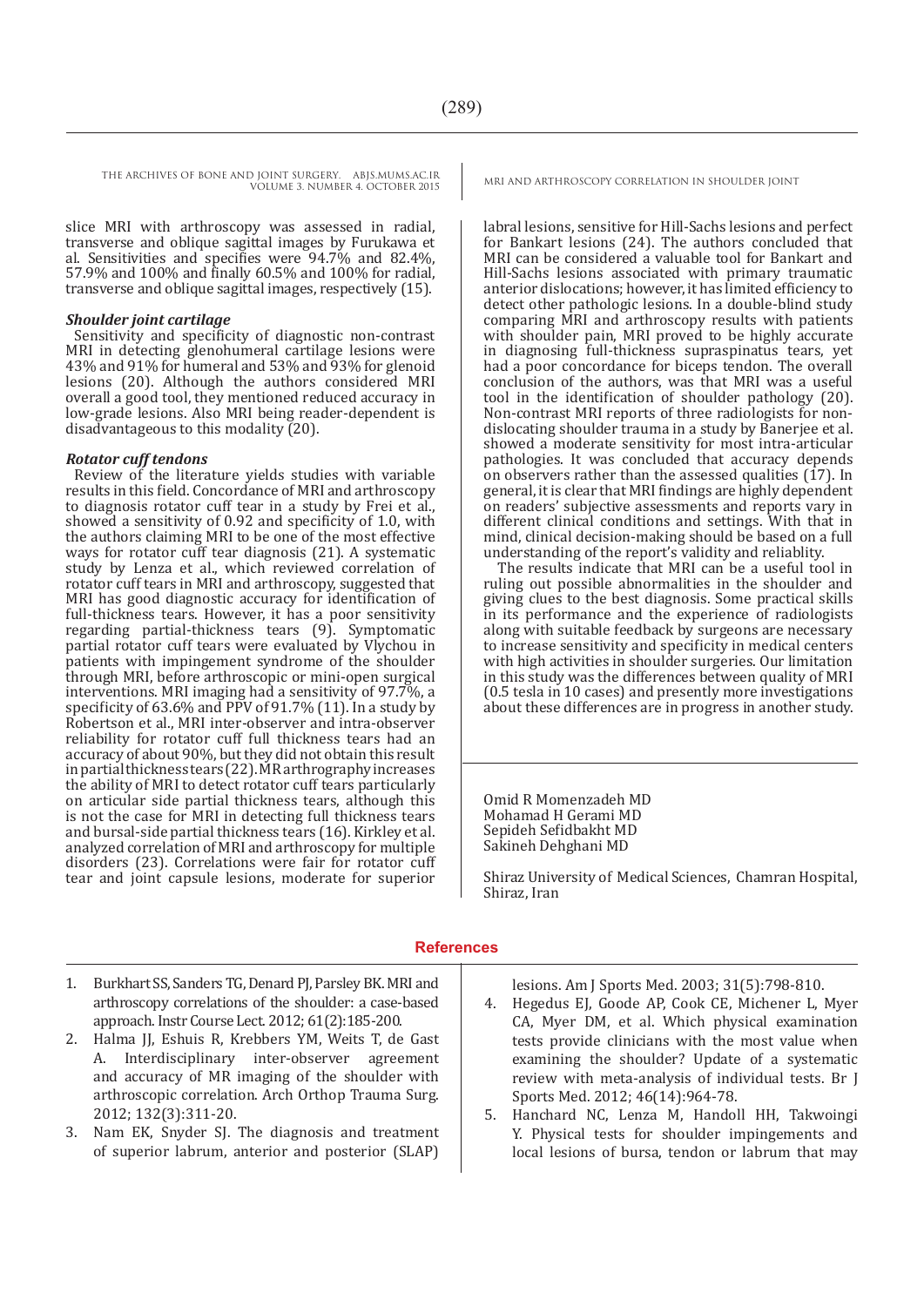slice MRI with arthroscopy was assessed in radial, transverse and oblique sagittal images by Furukawa et al. Sensitivities and specifies were 94.7% and 82.4%, 57.9% and 100% and finally 60.5% and 100% for radial, transverse and oblique sagittal images, respectively (15).

### *Shoulder joint cartilage*

Sensitivity and specificity of diagnostic non-contrast MRI in detecting glenohumeral cartilage lesions were 43% and 91% for humeral and 53% and 93% for glenoid lesions (20). Although the authors considered MRI overall a good tool, they mentioned reduced accuracy in low-grade lesions. Also MRI being reader-dependent is disadvantageous to this modality (20).

### *Rotator cuff tendons*

Review of the literature yields studies with variable results in this field. Concordance of MRI and arthroscopy to diagnosis rotator cuff tear in a study by Frei et al., showed a sensitivity of 0.92 and specificity of 1.0, with the authors claiming MRI to be one of the most effective ways for rotator cuff tear diagnosis (21). A systematic study by Lenza et al., which reviewed correlation of rotator cuff tears in MRI and arthroscopy, suggested that MRI has good diagnostic accuracy for identification of full-thickness tears. However, it has a poor sensitivity regarding partial-thickness tears (9). Symptomatic partial rotator cuff tears were evaluated by Vlychou in patients with impingement syndrome of the shoulder through MRI, before arthroscopic or mini-open surgical interventions. MRI imaging had a sensitivity of 97.7%, a specificity of 63.6% and PPV of 91.7% (11). In a study by Robertson et al., MRI inter-observer and intra-observer reliability for rotator cuff full thickness tears had an accuracy of about 90%, but they did not obtain this result in partial thickness tears (22). MR arthrography increases the ability of MRI to detect rotator cuff tears particularly on articular side partial thickness tears, although this is not the case for MRI in detecting full thickness tears and bursal-side partial thickness tears (16). Kirkley et al. analyzed correlation of MRI and arthroscopy for multiple disorders (23). Correlations were fair for rotator cuff tear and joint capsule lesions, moderate for superior labral lesions, sensitive for Hill-Sachs lesions and perfect for Bankart lesions (24). The authors concluded that MRI can be considered a valuable tool for Bankart and Hill-Sachs lesions associated with primary traumatic anterior dislocations; however, it has limited efficiency to detect other pathologic lesions. In a double-blind study comparing MRI and arthroscopy results with patients with shoulder pain, MRI proved to be highly accurate in diagnosing full-thickness supraspinatus tears, yet had a poor concordance for biceps tendon. The overall conclusion of the authors, was that MRI was a useful tool in the identification of shoulder pathology (20). Non-contrast MRI reports of three radiologists for non-dislocating shoulder trauma in a study by Banerjee et al. showed a moderate sensitivity for most intra-articular pathologies. It was concluded that accuracy depends on observers rather than the assessed qualities (17). In general, it is clear that MRI findings are highly dependent on readers' subjective assessments and reports vary in different clinical conditions and settings. With that in mind, clinical decision-making should be based on a full understanding of the report's validity and reliablity.

The results indicate that MRI can be a useful tool in ruling out possible abnormalities in the shoulder and giving clues to the best diagnosis. Some practical skills in its performance and the experience of radiologists along with suitable feedback by surgeons are necessary to increase sensitivity and specificity in medical centers with high activities in shoulder surgeries. Our limitation in this study was the differences between quality of MRI (0.5 tesla in 10 cases) and presently more investigations about these differences are in progress in another study.

Omid R Momenzadeh MD
Mohamad H Gerami MD
Sepideh Sefidbakht MD
Sakineh Dehghani MD

Shiraz University of Medical Sciences, Chamran Hospital, Shiraz, Iran

## References

1. Burkhart SS, Sanders TG, Denard PJ, Parsley BK. MRI and arthroscopy correlations of the shoulder: a case-based approach. Instr Course Lect. 2012; 61(2):185-200.
2. Halma JJ, Eshuis R, Krebbers YM, Weits T, de Gast A. Interdisciplinary inter-observer agreement and accuracy of MR imaging of the shoulder with arthroscopic correlation. Arch Orthop Trauma Surg. 2012; 132(3):311-20.
3. Nam EK, Snyder SJ. The diagnosis and treatment of superior labrum, anterior and posterior (SLAP) lesions. Am J Sports Med. 2003; 31(5):798-810.
4. Hegedus EJ, Goode AP, Cook CE, Michener L, Myer CA, Myer DM, et al. Which physical examination tests provide clinicians with the most value when examining the shoulder? Update of a systematic review with meta-analysis of individual tests. Br J Sports Med. 2012; 46(14):964-78.
5. Hanchard NC, Lenza M, Handoll HH, Takwoingi Y. Physical tests for shoulder impingements and local lesions of bursa, tendon or labrum that may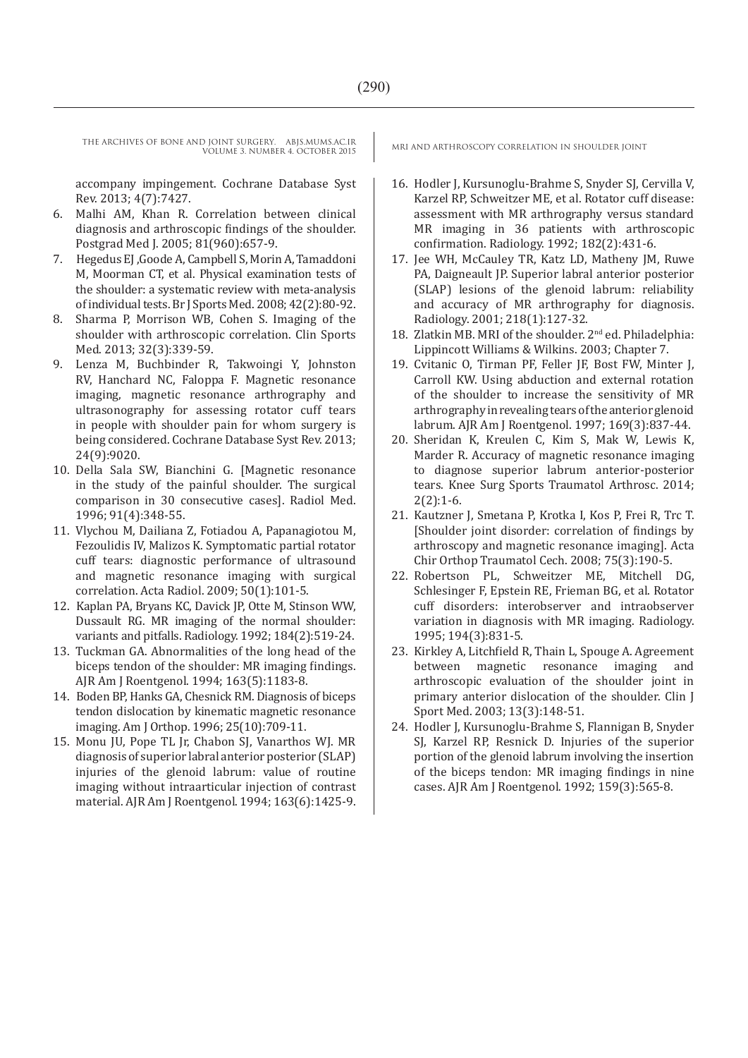accompany impingement. Cochrane Database Syst Rev. 2013; 4(7):7427.

6. Malhi AM, Khan R. Correlation between clinical diagnosis and arthroscopic findings of the shoulder. Postgrad Med J. 2005; 81(960):657-9.
7. Hegedus EJ ,Goode A, Campbell S, Morin A, Tamaddoni M, Moorman CT, et al. Physical examination tests of the shoulder: a systematic review with meta-analysis of individual tests. Br J Sports Med. 2008; 42(2):80-92.
8. Sharma P, Morrison WB, Cohen S. Imaging of the shoulder with arthroscopic correlation. Clin Sports Med. 2013; 32(3):339-59.
9. Lenza M, Buchbinder R, Takwoingi Y, Johnston RV, Hanchard NC, Faloppa F. Magnetic resonance imaging, magnetic resonance arthrography and ultrasonography for assessing rotator cuff tears in people with shoulder pain for whom surgery is being considered. Cochrane Database Syst Rev. 2013; 24(9):9020.
10. Della Sala SW, Bianchini G. [Magnetic resonance in the study of the painful shoulder. The surgical comparison in 30 consecutive cases]. Radiol Med. 1996; 91(4):348-55.
11. Vlychou M, Dailiana Z, Fotiadou A, Papanagiotou M, Fezoulidis IV, Malizos K. Symptomatic partial rotator cuff tears: diagnostic performance of ultrasound and magnetic resonance imaging with surgical correlation. Acta Radiol. 2009; 50(1):101-5.
12. Kaplan PA, Bryans KC, Davick JP, Otte M, Stinson WW, Dussault RG. MR imaging of the normal shoulder: variants and pitfalls. Radiology. 1992; 184(2):519-24.
13. Tuckman GA. Abnormalities of the long head of the biceps tendon of the shoulder: MR imaging findings. AJR Am J Roentgenol. 1994; 163(5):1183-8.
14. Boden BP, Hanks GA, Chesnick RM. Diagnosis of biceps tendon dislocation by kinematic magnetic resonance imaging. Am J Orthop. 1996; 25(10):709-11.
15. Monu JU, Pope TL Jr, Chabon SJ, Vanarthos WJ. MR diagnosis of superior labral anterior posterior (SLAP) injuries of the glenoid labrum: value of routine imaging without intraarticular injection of contrast material. AJR Am J Roentgenol. 1994; 163(6):1425-9.
16. Hodler J, Kursunoglu-Brahme S, Snyder SJ, Cervilla V, Karzel RP, Schweitzer ME, et al. Rotator cuff disease: assessment with MR arthrography versus standard MR imaging in 36 patients with arthroscopic confirmation. Radiology. 1992; 182(2):431-6.
17. Jee WH, McCauley TR, Katz LD, Matheny JM, Ruwe PA, Daigneault JP. Superior labral anterior posterior (SLAP) lesions of the glenoid labrum: reliability and accuracy of MR arthrography for diagnosis. Radiology. 2001; 218(1):127-32.
18. Zlatkin MB. MRI of the shoulder. 2nd ed. Philadelphia: Lippincott Williams & Wilkins. 2003; Chapter 7.
19. Cvitanic O, Tirman PF, Feller JF, Bost FW, Minter J, Carroll KW. Using abduction and external rotation of the shoulder to increase the sensitivity of MR arthrography in revealing tears of the anterior glenoid labrum. AJR Am J Roentgenol. 1997; 169(3):837-44.
20. Sheridan K, Kreulen C, Kim S, Mak W, Lewis K, Marder R. Accuracy of magnetic resonance imaging to diagnose superior labrum anterior-posterior tears. Knee Surg Sports Traumatol Arthrosc. 2014; 2(2):1-6.
21. Kautzner J, Smetana P, Krotka I, Kos P, Frei R, Trc T. [Shoulder joint disorder: correlation of findings by arthroscopy and magnetic resonance imaging]. Acta Chir Orthop Traumatol Cech. 2008; 75(3):190-5.
22. Robertson PL, Schweitzer ME, Mitchell DG, Schlesinger F, Epstein RE, Frieman BG, et al. Rotator cuff disorders: interobserver and intraobserver variation in diagnosis with MR imaging. Radiology. 1995; 194(3):831-5.
23. Kirkley A, Litchfield R, Thain L, Spouge A. Agreement between magnetic resonance imaging and arthroscopic evaluation of the shoulder joint in primary anterior dislocation of the shoulder. Clin J Sport Med. 2003; 13(3):148-51.
24. Hodler J, Kursunoglu-Brahme S, Flannigan B, Snyder SJ, Karzel RP, Resnick D. Injuries of the superior portion of the glenoid labrum involving the insertion of the biceps tendon: MR imaging findings in nine cases. AJR Am J Roentgenol. 1992; 159(3):565-8.